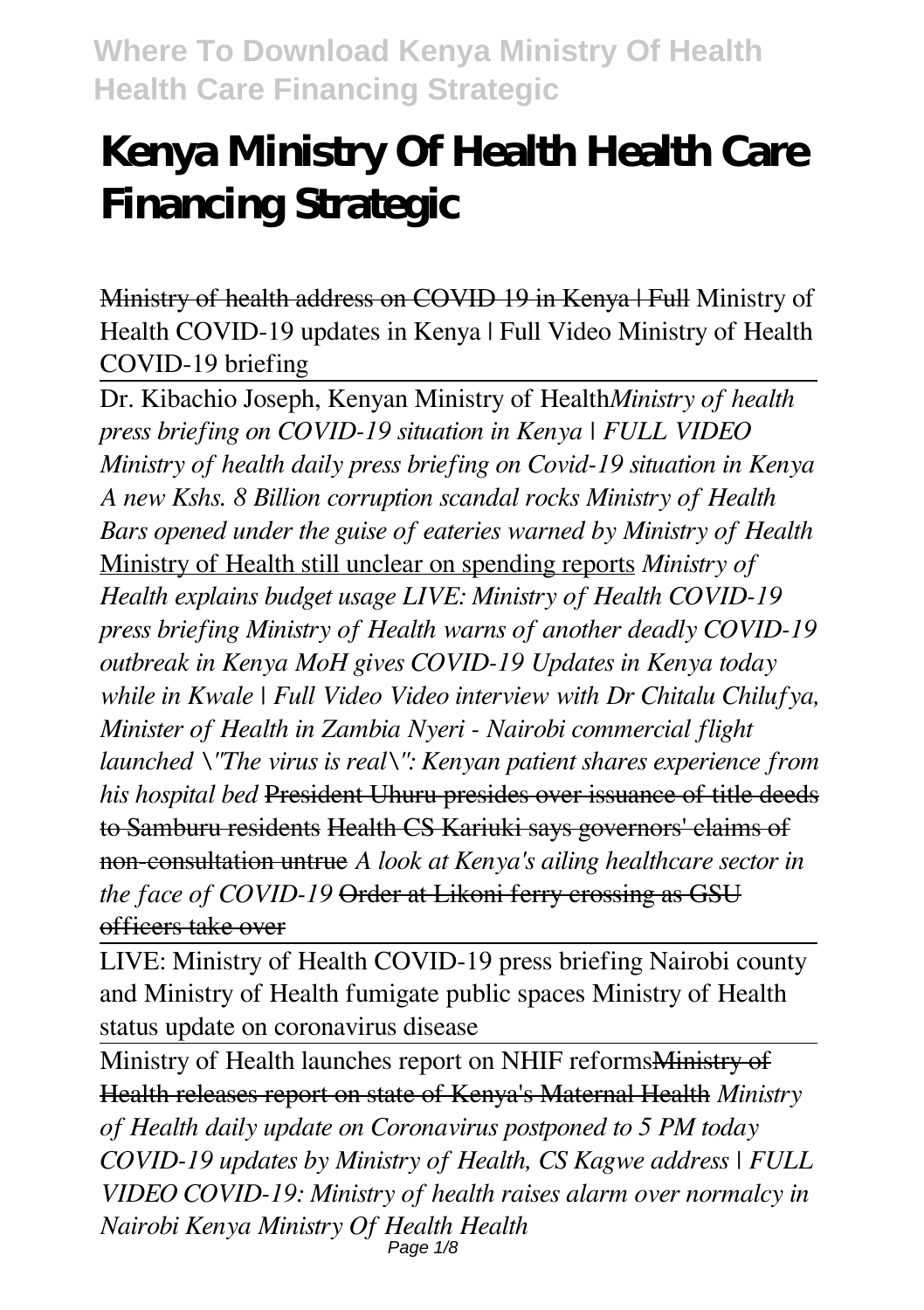# Kenya Ministry Of Health Health Care Financing Strategic

~~Ministry of health address on COVID 19 in Kenya | Full~~ Ministry of Health COVID-19 updates in Kenya | Full Video Ministry of Health COVID-19 briefing

Dr. Kibachio Joseph, Kenyan Ministry of Health*Ministry of health press briefing on COVID-19 situation in Kenya | FULL VIDEO Ministry of health daily press briefing on Covid-19 situation in Kenya A new Kshs. 8 Billion corruption scandal rocks Ministry of Health Bars opened under the guise of eateries warned by Ministry of Health* Ministry of Health still unclear on spending reports *Ministry of Health explains budget usage LIVE: Ministry of Health COVID-19 press briefing Ministry of Health warns of another deadly COVID-19 outbreak in Kenya MoH gives COVID-19 Updates in Kenya today while in Kwale | Full Video Video interview with Dr Chitalu Chilufya, Minister of Health in Zambia Nyeri - Nairobi commercial flight launched \"The virus is real\": Kenyan patient shares experience from his hospital bed* ~~President Uhuru presides over issuance of title deeds to Samburu residents~~ ~~Health CS Kariuki says governors' claims of non-consultation untrue~~ *A look at Kenya's ailing healthcare sector in the face of COVID-19* ~~Order at Likoni ferry crossing as GSU officers take over~~

LIVE: Ministry of Health COVID-19 press briefing Nairobi county and Ministry of Health fumigate public spaces Ministry of Health status update on coronavirus disease

Ministry of Health launches report on NHIF reforms~~Ministry of Health releases report on state of Kenya's Maternal Health~~ *Ministry of Health daily update on Coronavirus postponed to 5 PM today COVID-19 updates by Ministry of Health, CS Kagwe address | FULL VIDEO COVID-19: Ministry of health raises alarm over normalcy in Nairobi Kenya Ministry Of Health Health*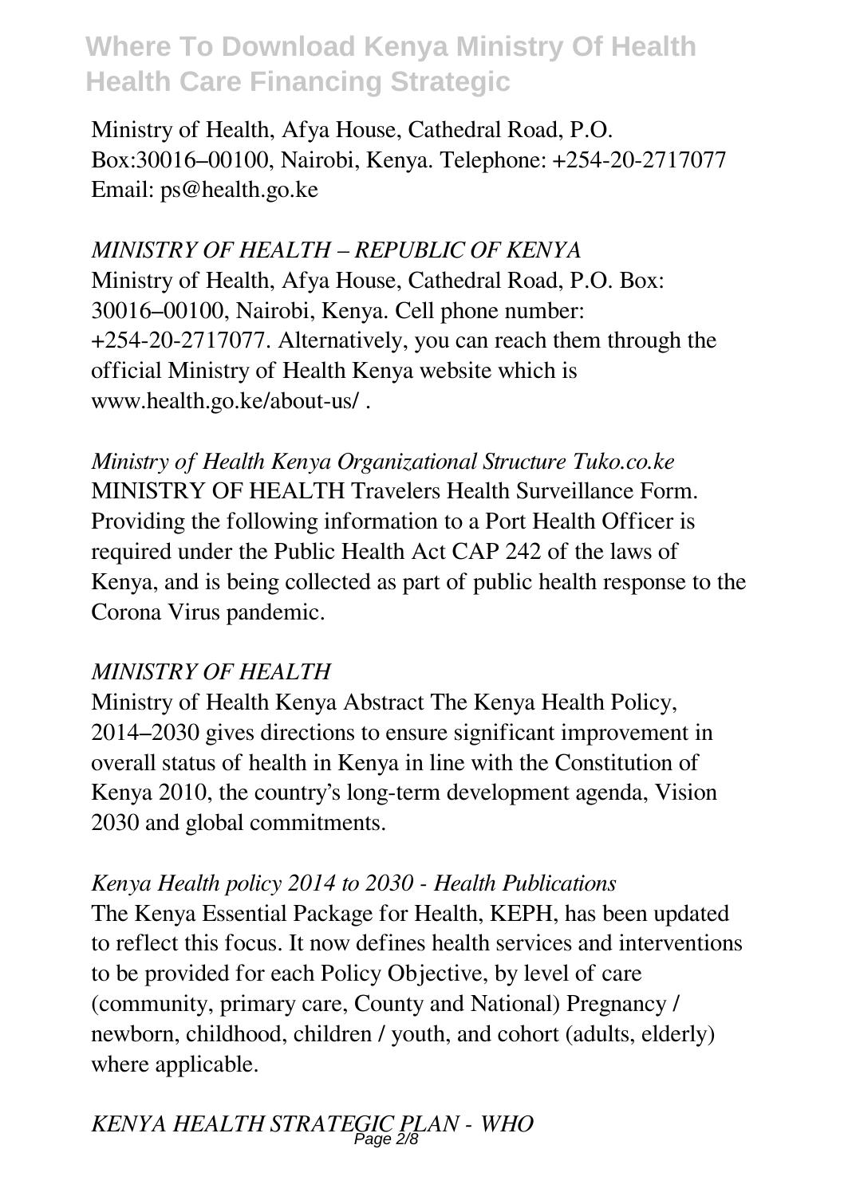Ministry of Health, Afya House, Cathedral Road, P.O. Box:30016–00100, Nairobi, Kenya. Telephone: +254-20-2717077 Email: ps@health.go.ke

*MINISTRY OF HEALTH – REPUBLIC OF KENYA*

Ministry of Health, Afya House, Cathedral Road, P.O. Box: 30016–00100, Nairobi, Kenya. Cell phone number: +254-20-2717077. Alternatively, you can reach them through the official Ministry of Health Kenya website which is www.health.go.ke/about-us/ .

*Ministry of Health Kenya Organizational Structure Tuko.co.ke*

MINISTRY OF HEALTH Travelers Health Surveillance Form. Providing the following information to a Port Health Officer is required under the Public Health Act CAP 242 of the laws of Kenya, and is being collected as part of public health response to the Corona Virus pandemic.

*MINISTRY OF HEALTH*

Ministry of Health Kenya Abstract The Kenya Health Policy, 2014–2030 gives directions to ensure significant improvement in overall status of health in Kenya in line with the Constitution of Kenya 2010, the country's long-term development agenda, Vision 2030 and global commitments.

*Kenya Health policy 2014 to 2030 - Health Publications*

The Kenya Essential Package for Health, KEPH, has been updated to reflect this focus. It now defines health services and interventions to be provided for each Policy Objective, by level of care (community, primary care, County and National) Pregnancy / newborn, childhood, children / youth, and cohort (adults, elderly) where applicable.

*KENYA HEALTH STRATEGIC PLAN - WHO*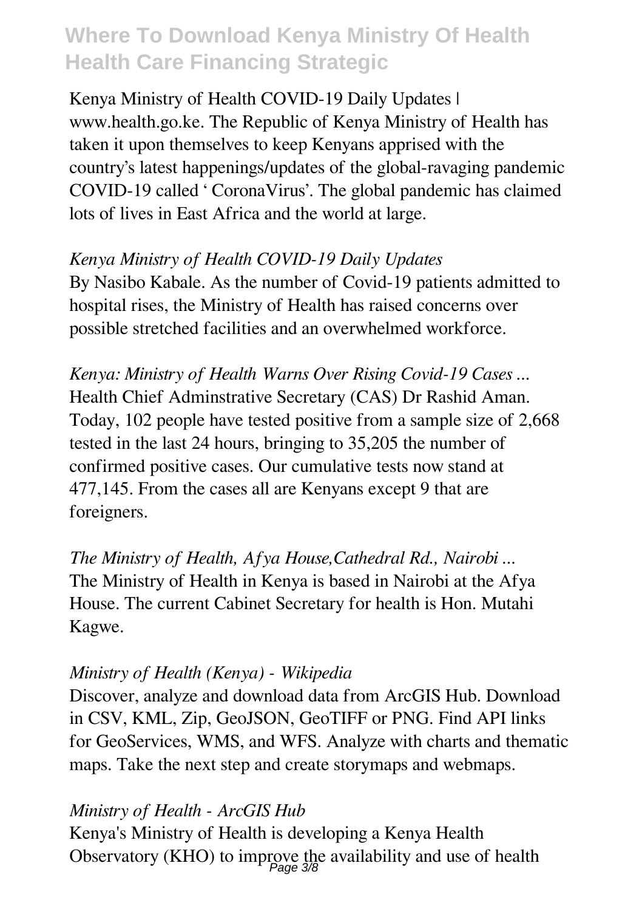Kenya Ministry of Health COVID-19 Daily Updates | www.health.go.ke. The Republic of Kenya Ministry of Health has taken it upon themselves to keep Kenyans apprised with the country's latest happenings/updates of the global-ravaging pandemic COVID-19 called ' CoronaVirus'. The global pandemic has claimed lots of lives in East Africa and the world at large.

*Kenya Ministry of Health COVID-19 Daily Updates*

By Nasibo Kabale. As the number of Covid-19 patients admitted to hospital rises, the Ministry of Health has raised concerns over possible stretched facilities and an overwhelmed workforce.

*Kenya: Ministry of Health Warns Over Rising Covid-19 Cases ...*

Health Chief Adminstrative Secretary (CAS) Dr Rashid Aman. Today, 102 people have tested positive from a sample size of 2,668 tested in the last 24 hours, bringing to 35,205 the number of confirmed positive cases. Our cumulative tests now stand at 477,145. From the cases all are Kenyans except 9 that are foreigners.

*The Ministry of Health, Afya House,Cathedral Rd., Nairobi ...*

The Ministry of Health in Kenya is based in Nairobi at the Afya House. The current Cabinet Secretary for health is Hon. Mutahi Kagwe.

*Ministry of Health (Kenya) - Wikipedia*

Discover, analyze and download data from ArcGIS Hub. Download in CSV, KML, Zip, GeoJSON, GeoTIFF or PNG. Find API links for GeoServices, WMS, and WFS. Analyze with charts and thematic maps. Take the next step and create storymaps and webmaps.

*Ministry of Health - ArcGIS Hub*

Kenya's Ministry of Health is developing a Kenya Health Observatory (KHO) to improve the availability and use of health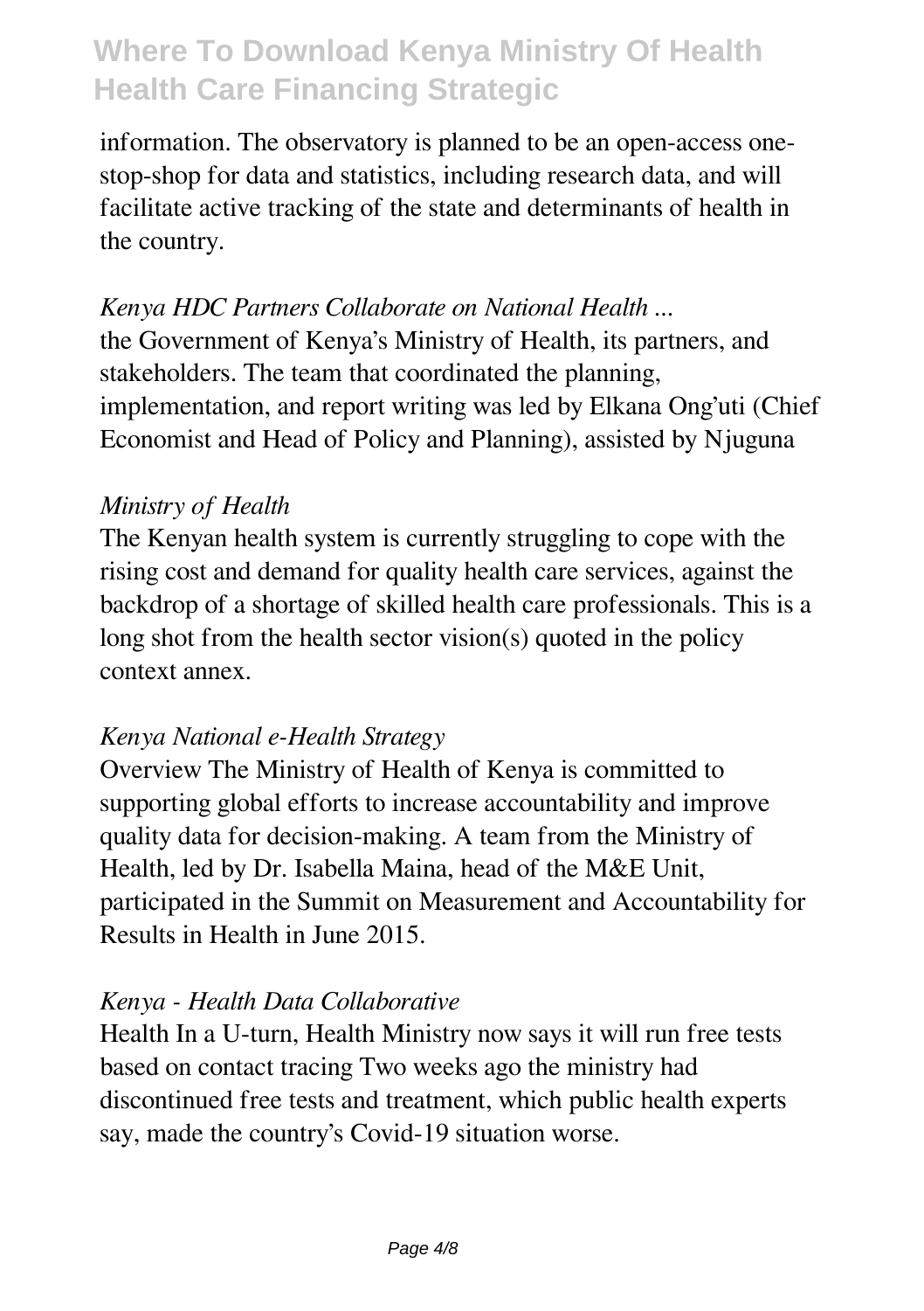information. The observatory is planned to be an open-access one-stop-shop for data and statistics, including research data, and will facilitate active tracking of the state and determinants of health in the country.

*Kenya HDC Partners Collaborate on National Health ...*

the Government of Kenya's Ministry of Health, its partners, and stakeholders. The team that coordinated the planning, implementation, and report writing was led by Elkana Ong'uti (Chief Economist and Head of Policy and Planning), assisted by Njuguna

*Ministry of Health*

The Kenyan health system is currently struggling to cope with the rising cost and demand for quality health care services, against the backdrop of a shortage of skilled health care professionals. This is a long shot from the health sector vision(s) quoted in the policy context annex.

*Kenya National e-Health Strategy*

Overview The Ministry of Health of Kenya is committed to supporting global efforts to increase accountability and improve quality data for decision-making. A team from the Ministry of Health, led by Dr. Isabella Maina, head of the M&E Unit, participated in the Summit on Measurement and Accountability for Results in Health in June 2015.

*Kenya - Health Data Collaborative*

Health In a U-turn, Health Ministry now says it will run free tests based on contact tracing Two weeks ago the ministry had discontinued free tests and treatment, which public health experts say, made the country's Covid-19 situation worse.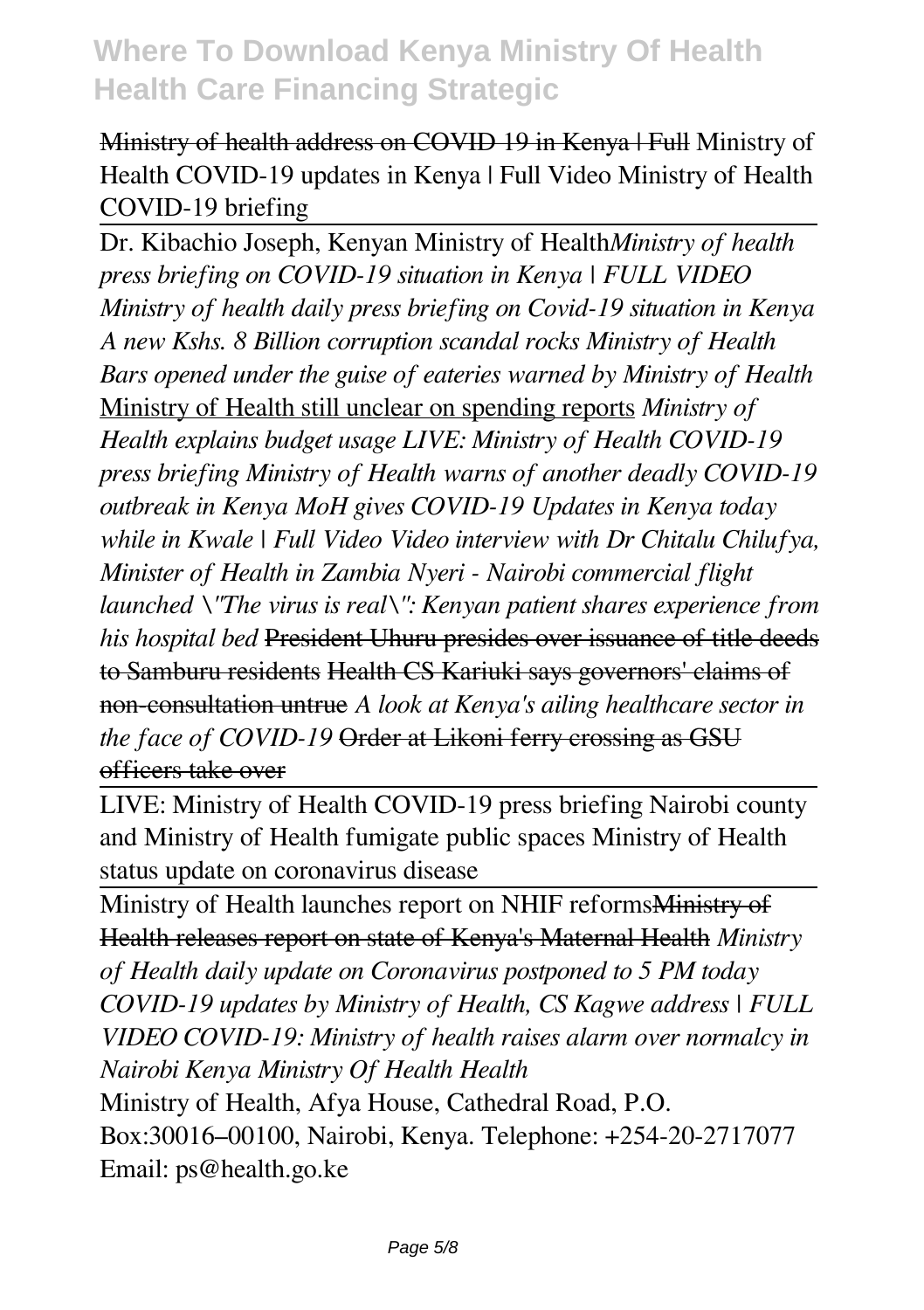Ministry of health address on COVID 19 in Kenya | Full Ministry of Health COVID-19 updates in Kenya | Full Video Ministry of Health COVID-19 briefing

Dr. Kibachio Joseph, Kenyan Ministry of Health *Ministry of health press briefing on COVID-19 situation in Kenya | FULL VIDEO Ministry of health daily press briefing on Covid-19 situation in Kenya A new Kshs. 8 Billion corruption scandal rocks Ministry of Health Bars opened under the guise of eateries warned by Ministry of Health* Ministry of Health still unclear on spending reports *Ministry of Health explains budget usage LIVE: Ministry of Health COVID-19 press briefing Ministry of Health warns of another deadly COVID-19 outbreak in Kenya MoH gives COVID-19 Updates in Kenya today while in Kwale | Full Video Video interview with Dr Chitalu Chilufya, Minister of Health in Zambia Nyeri - Nairobi commercial flight launched \"The virus is real\": Kenyan patient shares experience from his hospital bed* President Uhuru presides over issuance of title deeds to Samburu residents Health CS Kariuki says governors' claims of non-consultation untrue *A look at Kenya's ailing healthcare sector in the face of COVID-19* Order at Likoni ferry crossing as GSU officers take over

LIVE: Ministry of Health COVID-19 press briefing Nairobi county and Ministry of Health fumigate public spaces Ministry of Health status update on coronavirus disease

Ministry of Health launches report on NHIF reforms Ministry of Health releases report on state of Kenya's Maternal Health *Ministry of Health daily update on Coronavirus postponed to 5 PM today COVID-19 updates by Ministry of Health, CS Kagwe address | FULL VIDEO COVID-19: Ministry of health raises alarm over normalcy in Nairobi Kenya Ministry Of Health Health*

Ministry of Health, Afya House, Cathedral Road, P.O. Box:30016–00100, Nairobi, Kenya. Telephone: +254-20-2717077 Email: ps@health.go.ke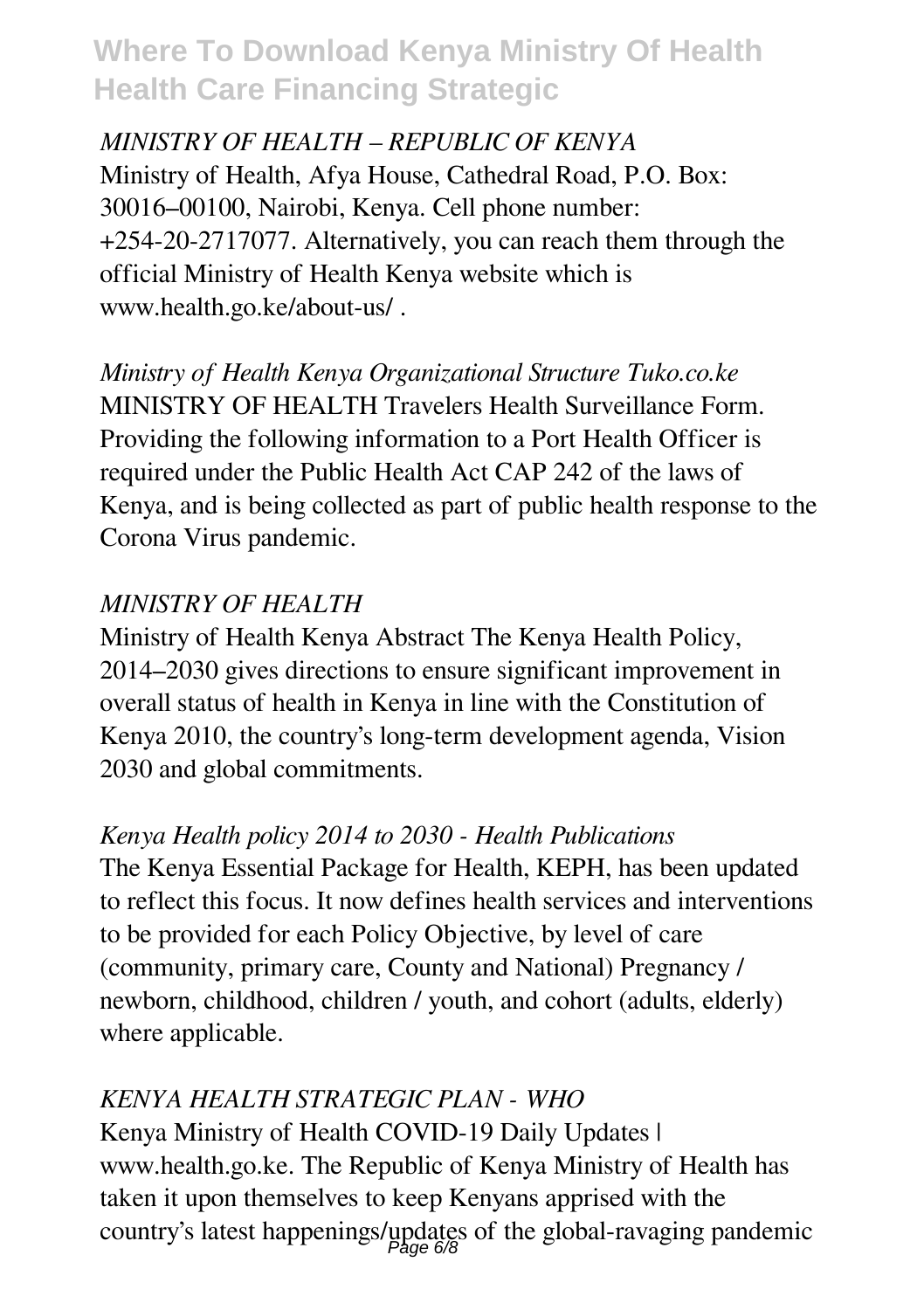*MINISTRY OF HEALTH – REPUBLIC OF KENYA*

Ministry of Health, Afya House, Cathedral Road, P.O. Box: 30016–00100, Nairobi, Kenya. Cell phone number: +254-20-2717077. Alternatively, you can reach them through the official Ministry of Health Kenya website which is www.health.go.ke/about-us/ .

*Ministry of Health Kenya Organizational Structure Tuko.co.ke*

MINISTRY OF HEALTH Travelers Health Surveillance Form. Providing the following information to a Port Health Officer is required under the Public Health Act CAP 242 of the laws of Kenya, and is being collected as part of public health response to the Corona Virus pandemic.

*MINISTRY OF HEALTH*

Ministry of Health Kenya Abstract The Kenya Health Policy, 2014–2030 gives directions to ensure significant improvement in overall status of health in Kenya in line with the Constitution of Kenya 2010, the country's long-term development agenda, Vision 2030 and global commitments.

*Kenya Health policy 2014 to 2030 - Health Publications*

The Kenya Essential Package for Health, KEPH, has been updated to reflect this focus. It now defines health services and interventions to be provided for each Policy Objective, by level of care (community, primary care, County and National) Pregnancy / newborn, childhood, children / youth, and cohort (adults, elderly) where applicable.

*KENYA HEALTH STRATEGIC PLAN - WHO*

Kenya Ministry of Health COVID-19 Daily Updates | www.health.go.ke. The Republic of Kenya Ministry of Health has taken it upon themselves to keep Kenyans apprised with the country's latest happenings/updates of the global-ravaging pandemic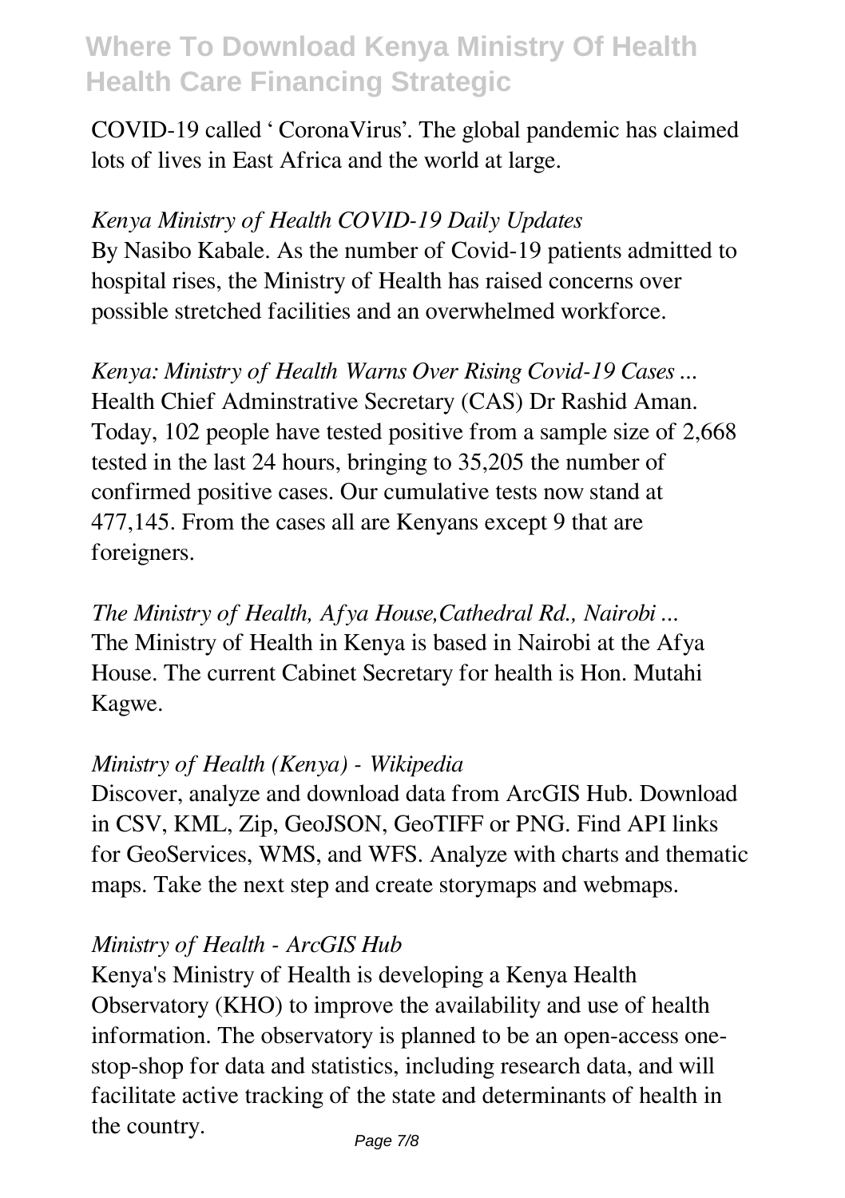COVID-19 called ' CoronaVirus'. The global pandemic has claimed lots of lives in East Africa and the world at large.

*Kenya Ministry of Health COVID-19 Daily Updates*

By Nasibo Kabale. As the number of Covid-19 patients admitted to hospital rises, the Ministry of Health has raised concerns over possible stretched facilities and an overwhelmed workforce.

*Kenya: Ministry of Health Warns Over Rising Covid-19 Cases ...*

Health Chief Adminstrative Secretary (CAS) Dr Rashid Aman. Today, 102 people have tested positive from a sample size of 2,668 tested in the last 24 hours, bringing to 35,205 the number of confirmed positive cases. Our cumulative tests now stand at 477,145. From the cases all are Kenyans except 9 that are foreigners.

*The Ministry of Health, Afya House,Cathedral Rd., Nairobi ...*

The Ministry of Health in Kenya is based in Nairobi at the Afya House. The current Cabinet Secretary for health is Hon. Mutahi Kagwe.

*Ministry of Health (Kenya) - Wikipedia*

Discover, analyze and download data from ArcGIS Hub. Download in CSV, KML, Zip, GeoJSON, GeoTIFF or PNG. Find API links for GeoServices, WMS, and WFS. Analyze with charts and thematic maps. Take the next step and create storymaps and webmaps.

*Ministry of Health - ArcGIS Hub*

Kenya's Ministry of Health is developing a Kenya Health Observatory (KHO) to improve the availability and use of health information. The observatory is planned to be an open-access one-stop-shop for data and statistics, including research data, and will facilitate active tracking of the state and determinants of health in the country.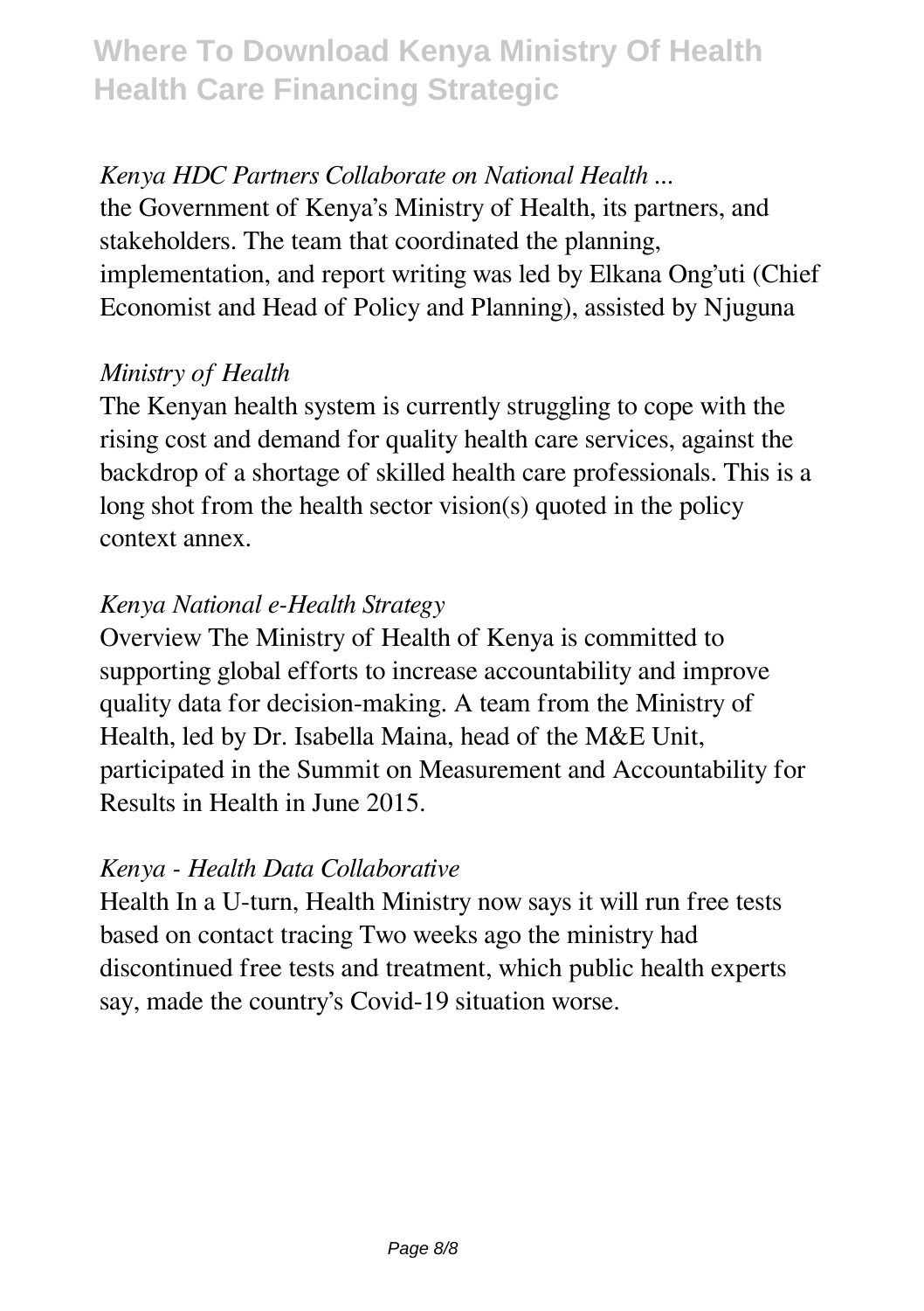*Kenya HDC Partners Collaborate on National Health ...*

the Government of Kenya's Ministry of Health, its partners, and stakeholders. The team that coordinated the planning, implementation, and report writing was led by Elkana Ong'uti (Chief Economist and Head of Policy and Planning), assisted by Njuguna

*Ministry of Health*

The Kenyan health system is currently struggling to cope with the rising cost and demand for quality health care services, against the backdrop of a shortage of skilled health care professionals. This is a long shot from the health sector vision(s) quoted in the policy context annex.

*Kenya National e-Health Strategy*

Overview The Ministry of Health of Kenya is committed to supporting global efforts to increase accountability and improve quality data for decision-making. A team from the Ministry of Health, led by Dr. Isabella Maina, head of the M&E Unit, participated in the Summit on Measurement and Accountability for Results in Health in June 2015.

*Kenya - Health Data Collaborative*

Health In a U-turn, Health Ministry now says it will run free tests based on contact tracing Two weeks ago the ministry had discontinued free tests and treatment, which public health experts say, made the country's Covid-19 situation worse.